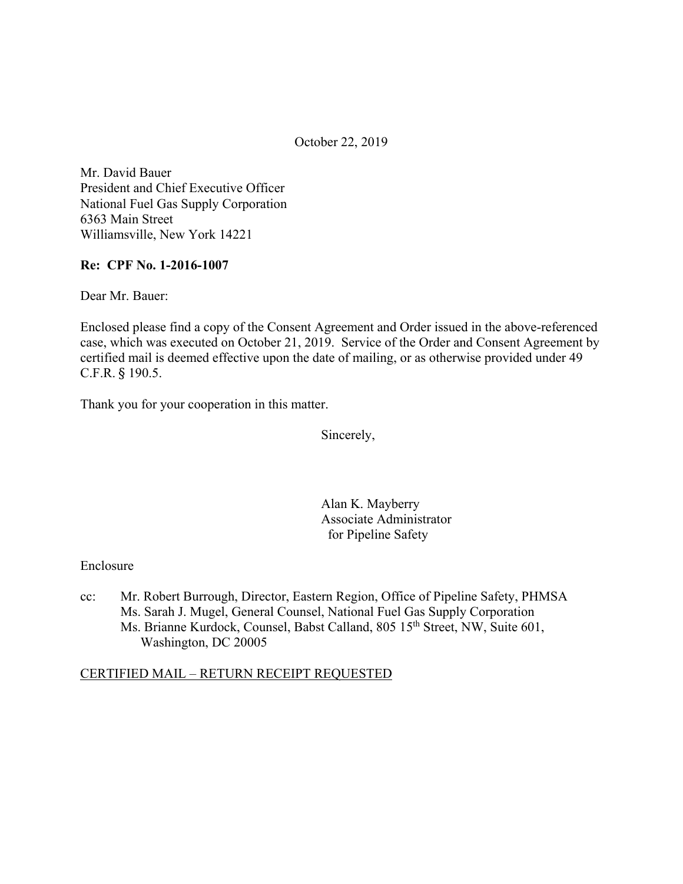October 22, 2019

Mr. David Bauer
President and Chief Executive Officer
National Fuel Gas Supply Corporation
6363 Main Street
Williamsville, New York 14221

**Re: CPF No. 1-2016-1007**

Dear Mr. Bauer:

Enclosed please find a copy of the Consent Agreement and Order issued in the above-referenced case, which was executed on October 21, 2019. Service of the Order and Consent Agreement by certified mail is deemed effective upon the date of mailing, or as otherwise provided under 49 C.F.R. § 190.5.

Thank you for your cooperation in this matter.

Sincerely,

Alan K. Mayberry
Associate Administrator
for Pipeline Safety

Enclosure

cc: Mr. Robert Burrough, Director, Eastern Region, Office of Pipeline Safety, PHMSA
Ms. Sarah J. Mugel, General Counsel, National Fuel Gas Supply Corporation
Ms. Brianne Kurdock, Counsel, Babst Calland, 805 15th Street, NW, Suite 601, Washington, DC 20005

CERTIFIED MAIL – RETURN RECEIPT REQUESTED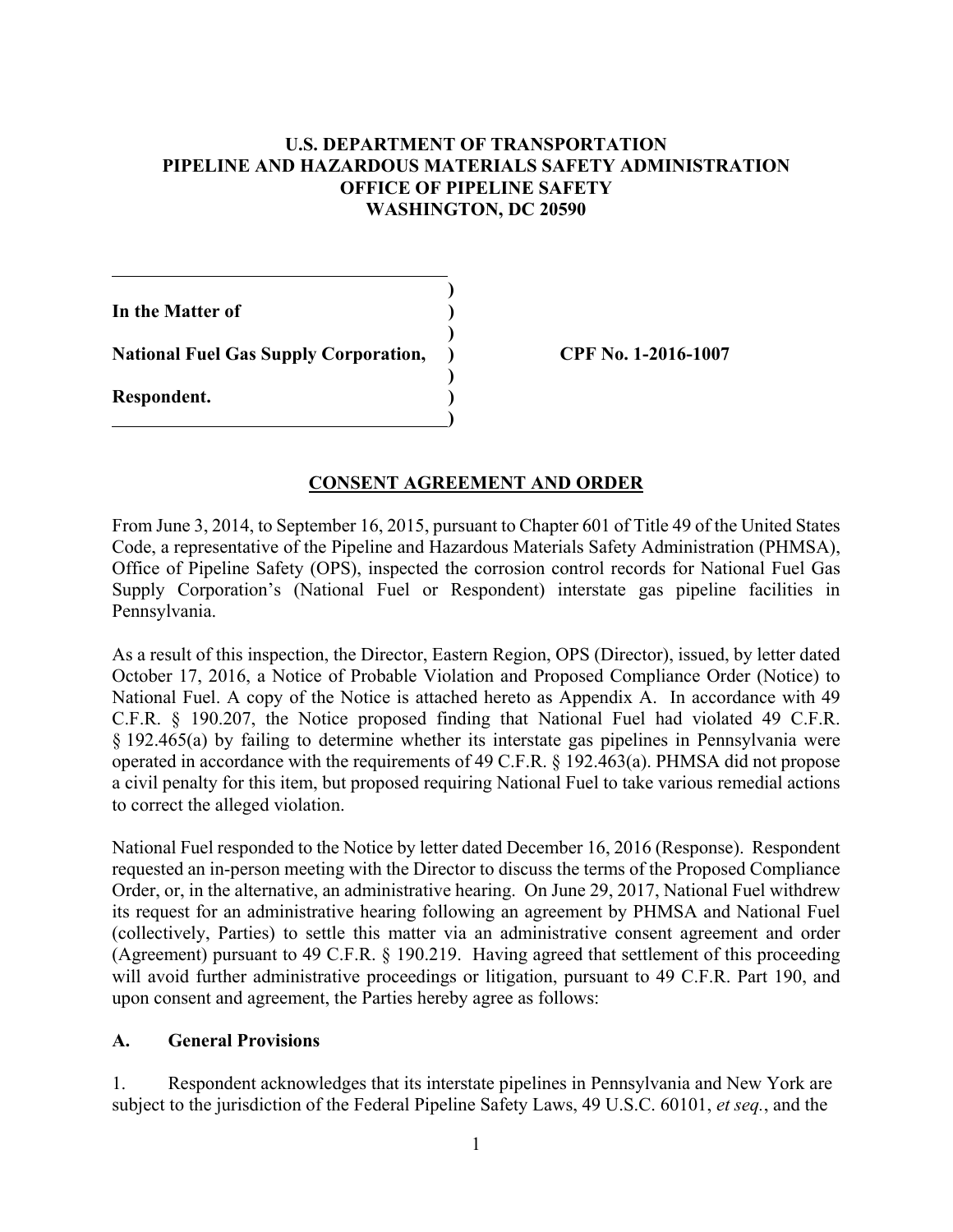# U.S. DEPARTMENT OF TRANSPORTATION
# PIPELINE AND HAZARDOUS MATERIALS SAFETY ADMINISTRATION
# OFFICE OF PIPELINE SAFETY
# WASHINGTON, DC 20590

| | | |
|---|---|---|
| **In the Matter of** | ) | |
| **National Fuel Gas Supply Corporation,** | ) | **CPF No. 1-2016-1007** |
| **Respondent.** | ) | |

## CONSENT AGREEMENT AND ORDER

From June 3, 2014, to September 16, 2015, pursuant to Chapter 601 of Title 49 of the United States Code, a representative of the Pipeline and Hazardous Materials Safety Administration (PHMSA), Office of Pipeline Safety (OPS), inspected the corrosion control records for National Fuel Gas Supply Corporation's (National Fuel or Respondent) interstate gas pipeline facilities in Pennsylvania.

As a result of this inspection, the Director, Eastern Region, OPS (Director), issued, by letter dated October 17, 2016, a Notice of Probable Violation and Proposed Compliance Order (Notice) to National Fuel. A copy of the Notice is attached hereto as Appendix A. In accordance with 49 C.F.R. § 190.207, the Notice proposed finding that National Fuel had violated 49 C.F.R. § 192.465(a) by failing to determine whether its interstate gas pipelines in Pennsylvania were operated in accordance with the requirements of 49 C.F.R. § 192.463(a). PHMSA did not propose a civil penalty for this item, but proposed requiring National Fuel to take various remedial actions to correct the alleged violation.

National Fuel responded to the Notice by letter dated December 16, 2016 (Response). Respondent requested an in-person meeting with the Director to discuss the terms of the Proposed Compliance Order, or, in the alternative, an administrative hearing. On June 29, 2017, National Fuel withdrew its request for an administrative hearing following an agreement by PHMSA and National Fuel (collectively, Parties) to settle this matter via an administrative consent agreement and order (Agreement) pursuant to 49 C.F.R. § 190.219. Having agreed that settlement of this proceeding will avoid further administrative proceedings or litigation, pursuant to 49 C.F.R. Part 190, and upon consent and agreement, the Parties hereby agree as follows:

### A. General Provisions

1. Respondent acknowledges that its interstate pipelines in Pennsylvania and New York are subject to the jurisdiction of the Federal Pipeline Safety Laws, 49 U.S.C. 60101, *et seq.*, and the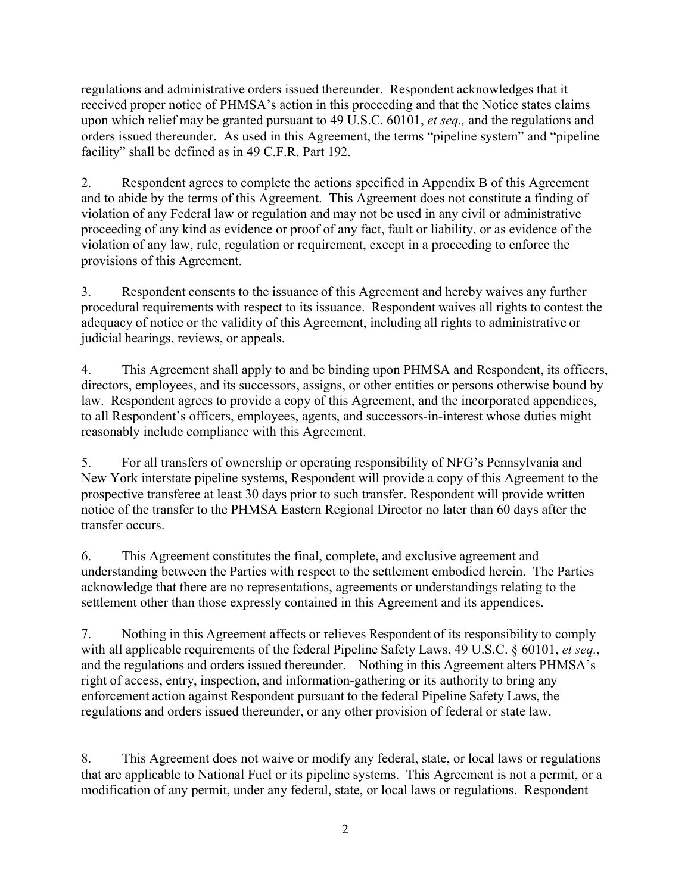regulations and administrative orders issued thereunder. Respondent acknowledges that it received proper notice of PHMSA's action in this proceeding and that the Notice states claims upon which relief may be granted pursuant to 49 U.S.C. 60101, *et seq.,* and the regulations and orders issued thereunder. As used in this Agreement, the terms "pipeline system" and "pipeline facility" shall be defined as in 49 C.F.R. Part 192.

2. Respondent agrees to complete the actions specified in Appendix B of this Agreement and to abide by the terms of this Agreement. This Agreement does not constitute a finding of violation of any Federal law or regulation and may not be used in any civil or administrative proceeding of any kind as evidence or proof of any fact, fault or liability, or as evidence of the violation of any law, rule, regulation or requirement, except in a proceeding to enforce the provisions of this Agreement.

3. Respondent consents to the issuance of this Agreement and hereby waives any further procedural requirements with respect to its issuance. Respondent waives all rights to contest the adequacy of notice or the validity of this Agreement, including all rights to administrative or judicial hearings, reviews, or appeals.

4. This Agreement shall apply to and be binding upon PHMSA and Respondent, its officers, directors, employees, and its successors, assigns, or other entities or persons otherwise bound by law. Respondent agrees to provide a copy of this Agreement, and the incorporated appendices, to all Respondent's officers, employees, agents, and successors-in-interest whose duties might reasonably include compliance with this Agreement.

5. For all transfers of ownership or operating responsibility of NFG's Pennsylvania and New York interstate pipeline systems, Respondent will provide a copy of this Agreement to the prospective transferee at least 30 days prior to such transfer. Respondent will provide written notice of the transfer to the PHMSA Eastern Regional Director no later than 60 days after the transfer occurs.

6. This Agreement constitutes the final, complete, and exclusive agreement and understanding between the Parties with respect to the settlement embodied herein. The Parties acknowledge that there are no representations, agreements or understandings relating to the settlement other than those expressly contained in this Agreement and its appendices.

7. Nothing in this Agreement affects or relieves Respondent of its responsibility to comply with all applicable requirements of the federal Pipeline Safety Laws, 49 U.S.C. § 60101, *et seq.*, and the regulations and orders issued thereunder. Nothing in this Agreement alters PHMSA's right of access, entry, inspection, and information-gathering or its authority to bring any enforcement action against Respondent pursuant to the federal Pipeline Safety Laws, the regulations and orders issued thereunder, or any other provision of federal or state law.

8. This Agreement does not waive or modify any federal, state, or local laws or regulations that are applicable to National Fuel or its pipeline systems. This Agreement is not a permit, or a modification of any permit, under any federal, state, or local laws or regulations. Respondent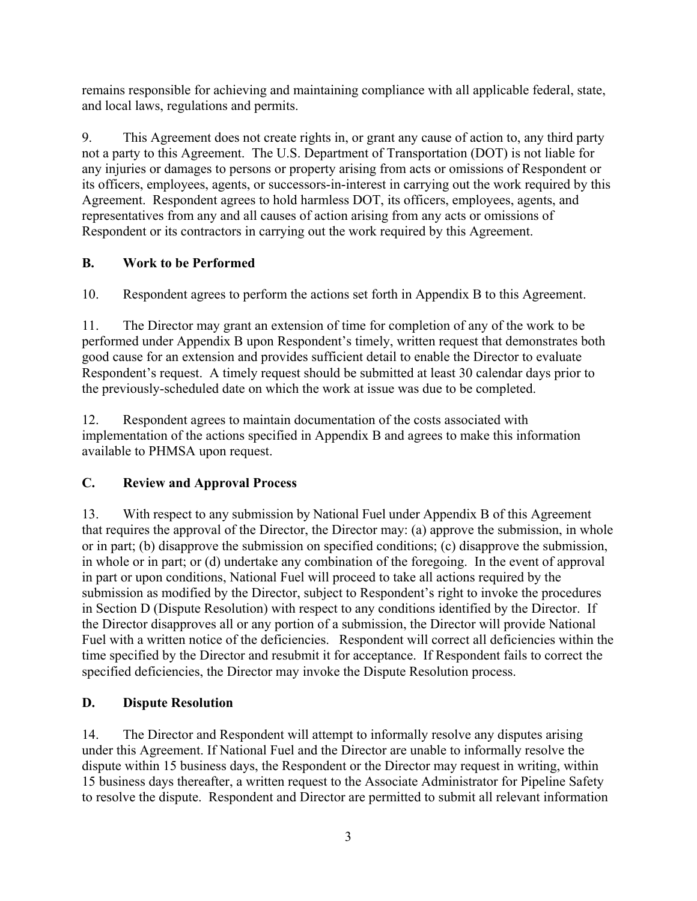remains responsible for achieving and maintaining compliance with all applicable federal, state, and local laws, regulations and permits.

9. This Agreement does not create rights in, or grant any cause of action to, any third party not a party to this Agreement. The U.S. Department of Transportation (DOT) is not liable for any injuries or damages to persons or property arising from acts or omissions of Respondent or its officers, employees, agents, or successors-in-interest in carrying out the work required by this Agreement. Respondent agrees to hold harmless DOT, its officers, employees, agents, and representatives from any and all causes of action arising from any acts or omissions of Respondent or its contractors in carrying out the work required by this Agreement.

## B. Work to be Performed

10. Respondent agrees to perform the actions set forth in Appendix B to this Agreement.

11. The Director may grant an extension of time for completion of any of the work to be performed under Appendix B upon Respondent's timely, written request that demonstrates both good cause for an extension and provides sufficient detail to enable the Director to evaluate Respondent's request. A timely request should be submitted at least 30 calendar days prior to the previously-scheduled date on which the work at issue was due to be completed.

12. Respondent agrees to maintain documentation of the costs associated with implementation of the actions specified in Appendix B and agrees to make this information available to PHMSA upon request.

## C. Review and Approval Process

13. With respect to any submission by National Fuel under Appendix B of this Agreement that requires the approval of the Director, the Director may: (a) approve the submission, in whole or in part; (b) disapprove the submission on specified conditions; (c) disapprove the submission, in whole or in part; or (d) undertake any combination of the foregoing. In the event of approval in part or upon conditions, National Fuel will proceed to take all actions required by the submission as modified by the Director, subject to Respondent's right to invoke the procedures in Section D (Dispute Resolution) with respect to any conditions identified by the Director. If the Director disapproves all or any portion of a submission, the Director will provide National Fuel with a written notice of the deficiencies. Respondent will correct all deficiencies within the time specified by the Director and resubmit it for acceptance. If Respondent fails to correct the specified deficiencies, the Director may invoke the Dispute Resolution process.

## D. Dispute Resolution

14. The Director and Respondent will attempt to informally resolve any disputes arising under this Agreement. If National Fuel and the Director are unable to informally resolve the dispute within 15 business days, the Respondent or the Director may request in writing, within 15 business days thereafter, a written request to the Associate Administrator for Pipeline Safety to resolve the dispute. Respondent and Director are permitted to submit all relevant information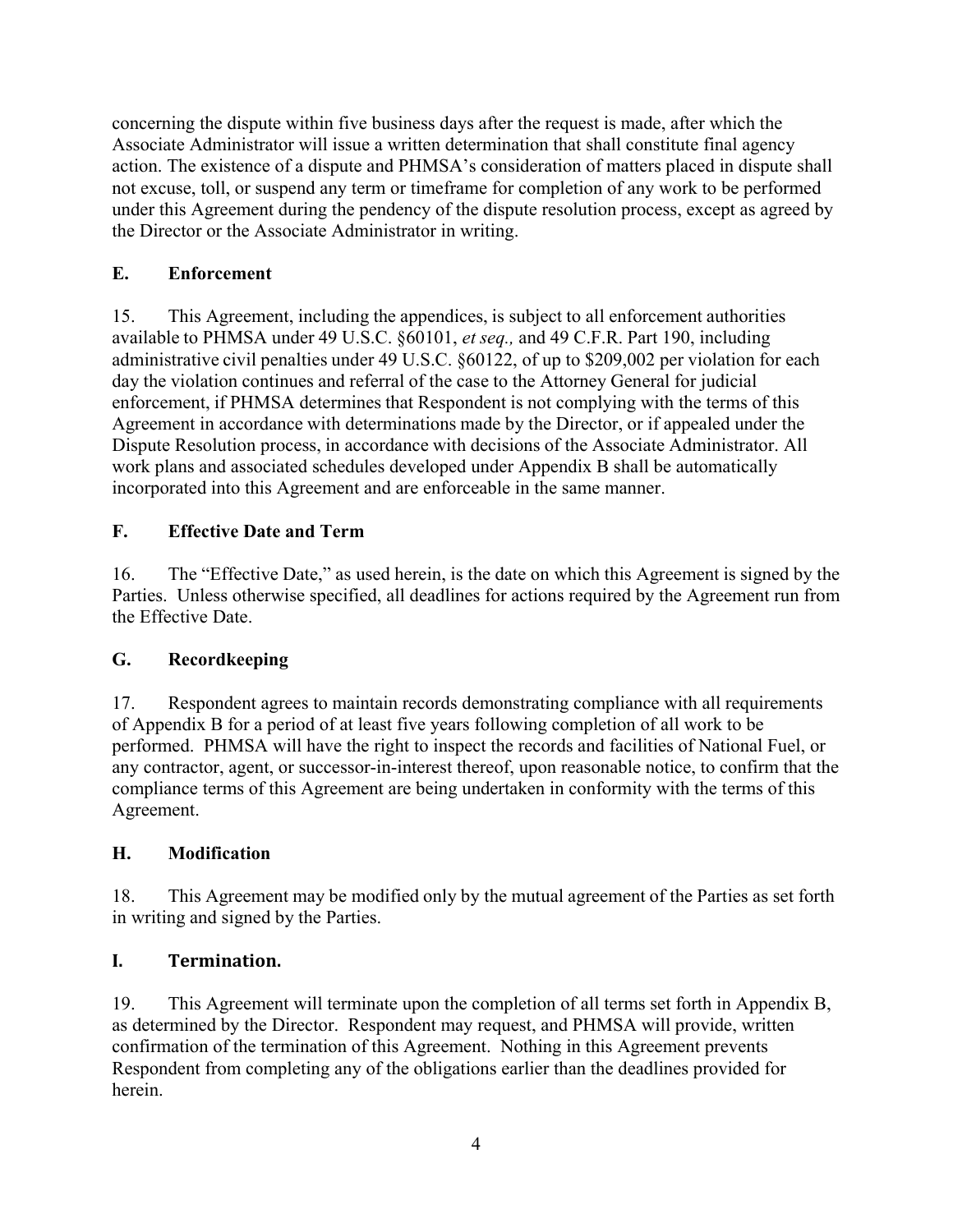concerning the dispute within five business days after the request is made, after which the Associate Administrator will issue a written determination that shall constitute final agency action. The existence of a dispute and PHMSA's consideration of matters placed in dispute shall not excuse, toll, or suspend any term or timeframe for completion of any work to be performed under this Agreement during the pendency of the dispute resolution process, except as agreed by the Director or the Associate Administrator in writing.

## E. Enforcement

15. This Agreement, including the appendices, is subject to all enforcement authorities available to PHMSA under 49 U.S.C. §60101, *et seq.,* and 49 C.F.R. Part 190, including administrative civil penalties under 49 U.S.C. §60122, of up to $209,002 per violation for each day the violation continues and referral of the case to the Attorney General for judicial enforcement, if PHMSA determines that Respondent is not complying with the terms of this Agreement in accordance with determinations made by the Director, or if appealed under the Dispute Resolution process, in accordance with decisions of the Associate Administrator. All work plans and associated schedules developed under Appendix B shall be automatically incorporated into this Agreement and are enforceable in the same manner.

## F. Effective Date and Term

16. The "Effective Date," as used herein, is the date on which this Agreement is signed by the Parties. Unless otherwise specified, all deadlines for actions required by the Agreement run from the Effective Date.

## G. Recordkeeping

17. Respondent agrees to maintain records demonstrating compliance with all requirements of Appendix B for a period of at least five years following completion of all work to be performed. PHMSA will have the right to inspect the records and facilities of National Fuel, or any contractor, agent, or successor-in-interest thereof, upon reasonable notice, to confirm that the compliance terms of this Agreement are being undertaken in conformity with the terms of this Agreement.

## H. Modification

18. This Agreement may be modified only by the mutual agreement of the Parties as set forth in writing and signed by the Parties.

## I. Termination.

19. This Agreement will terminate upon the completion of all terms set forth in Appendix B, as determined by the Director. Respondent may request, and PHMSA will provide, written confirmation of the termination of this Agreement. Nothing in this Agreement prevents Respondent from completing any of the obligations earlier than the deadlines provided for herein.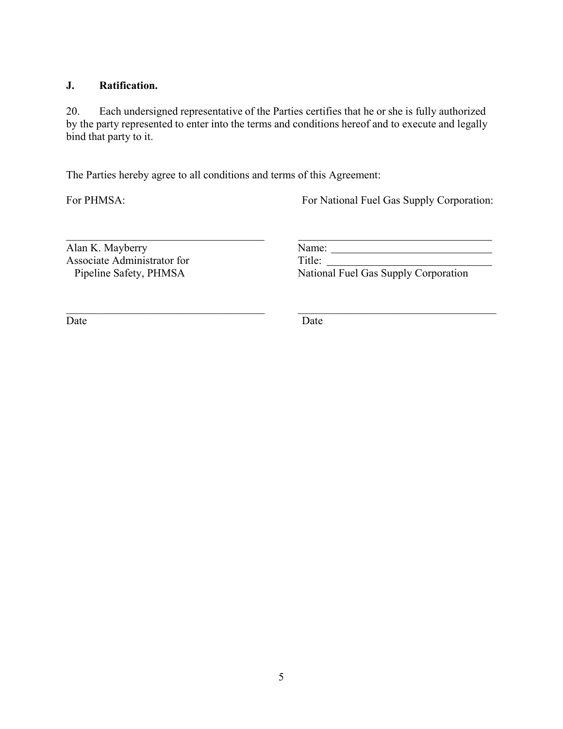### J. Ratification.

20. Each undersigned representative of the Parties certifies that he or she is fully authorized by the party represented to enter into the terms and conditions hereof and to execute and legally bind that party to it.

The Parties hereby agree to all conditions and terms of this Agreement:

For PHMSA:

\_\_\_\_\_\_\_\_\_\_\_\_\_\_\_\_\_\_\_\_\_\_\_\_\_\_\_\_\_\_\_\_\_\_\_\_

Alan K. Mayberry
Associate Administrator for
Pipeline Safety, PHMSA

\_\_\_\_\_\_\_\_\_\_\_\_\_\_\_\_\_\_\_\_\_\_\_\_\_\_\_\_\_\_\_\_\_\_\_\_

Date

For National Fuel Gas Supply Corporation:

\_\_\_\_\_\_\_\_\_\_\_\_\_\_\_\_\_\_\_\_\_\_\_\_\_\_\_\_\_\_\_\_\_\_\_\_

Name: \_\_\_\_\_\_\_\_\_\_\_\_\_\_\_\_\_\_\_\_\_\_\_\_\_\_\_\_\_\_
Title: \_\_\_\_\_\_\_\_\_\_\_\_\_\_\_\_\_\_\_\_\_\_\_\_\_\_\_\_\_\_
National Fuel Gas Supply Corporation

\_\_\_\_\_\_\_\_\_\_\_\_\_\_\_\_\_\_\_\_\_\_\_\_\_\_\_\_\_\_\_\_\_\_\_\_

Date